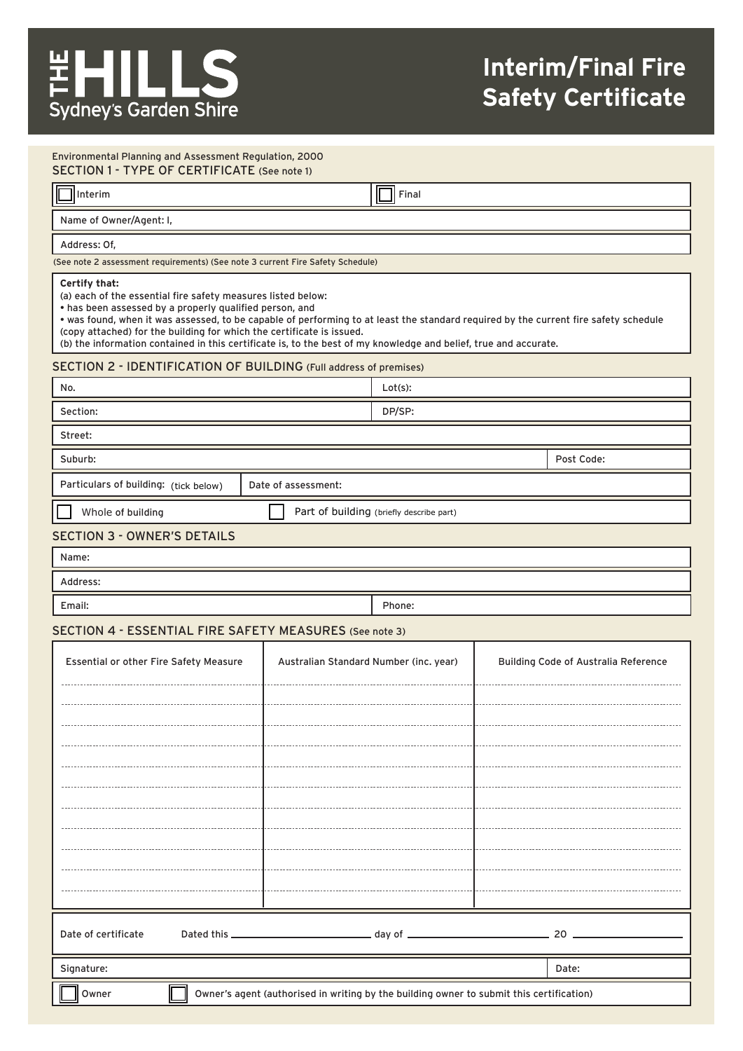# THE HILLS Sydney's Garden Shire

# Interim/Final Fire Safety Certificate

Environmental Planning and Assessment Regulation, 2000

## SECTION 1 - TYPE OF CERTIFICATE (See note 1)

| ☐ Interim | ☐ Final |
|---|---|

Name of Owner/Agent: I,

Address: Of,

(See note 2 assessment requirements) (See note 3 current Fire Safety Schedule)

**Certify that:**

(a) each of the essential fire safety measures listed below:

- has been assessed by a properly qualified person, and
- was found, when it was assessed, to be capable of performing to at least the standard required by the current fire safety schedule (copy attached) for the building for which the certificate is issued.

(b) the information contained in this certificate is, to the best of my knowledge and belief, true and accurate.

## SECTION 2 - IDENTIFICATION OF BUILDING (Full address of premises)

| No. | Lot(s): |
|---|---|
| Section: | DP/SP: |

Street:

| Suburb: | Post Code: |
|---|---|

| Particulars of building: (tick below) | Date of assessment: |
|---|---|

☐ Whole of building ☐ Part of building (briefly describe part)

## SECTION 3 - OWNER'S DETAILS

Name:

Address:

| Email: | Phone: |
|---|---|

## SECTION 4 - ESSENTIAL FIRE SAFETY MEASURES (See note 3)

| Essential or other Fire Safety Measure | Australian Standard Number (inc. year) | Building Code of Australia Reference |
|---|---|---|
| | | |
| | | |
| | | |
| | | |
| | | |
| | | |
| | | |
| | | |
| | | |
| | | |
| | | |
| | | |

Date of certificate Dated this ______________ day of ______________ 20 ______

| Signature: | Date: |
|---|---|

☐ Owner ☐ Owner's agent (authorised in writing by the building owner to submit this certification)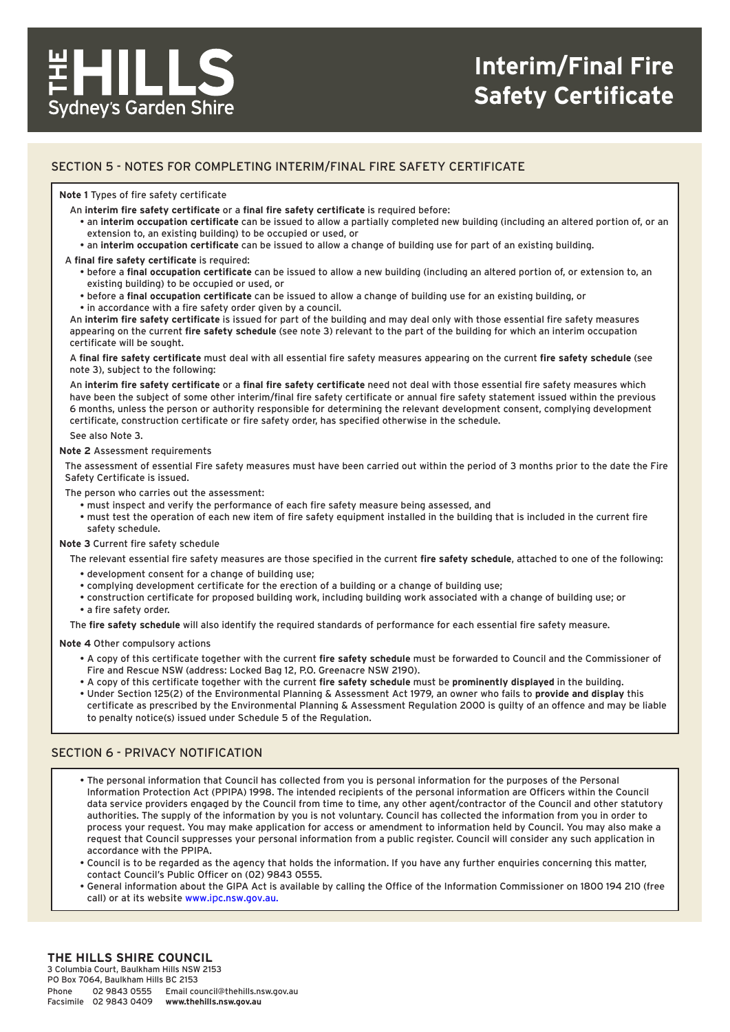# Interim/Final Fire Safety Certificate

## SECTION 5 - NOTES FOR COMPLETING INTERIM/FINAL FIRE SAFETY CERTIFICATE

**Note 1** Types of fire safety certificate

An **interim fire safety certificate** or a **final fire safety certificate** is required before:

- an **interim occupation certificate** can be issued to allow a partially completed new building (including an altered portion of, or an extension to, an existing building) to be occupied or used, or
- an **interim occupation certificate** can be issued to allow a change of building use for part of an existing building.

A **final fire safety certificate** is required:

- before a **final occupation certificate** can be issued to allow a new building (including an altered portion of, or extension to, an existing building) to be occupied or used, or
- before a **final occupation certificate** can be issued to allow a change of building use for an existing building, or
- in accordance with a fire safety order given by a council.

An **interim fire safety certificate** is issued for part of the building and may deal only with those essential fire safety measures appearing on the current **fire safety schedule** (see note 3) relevant to the part of the building for which an interim occupation certificate will be sought.

A **final fire safety certificate** must deal with all essential fire safety measures appearing on the current **fire safety schedule** (see note 3), subject to the following:

An **interim fire safety certificate** or a **final fire safety certificate** need not deal with those essential fire safety measures which have been the subject of some other interim/final fire safety certificate or annual fire safety statement issued within the previous 6 months, unless the person or authority responsible for determining the relevant development consent, complying development certificate, construction certificate or fire safety order, has specified otherwise in the schedule.

See also Note 3.

**Note 2** Assessment requirements

The assessment of essential Fire safety measures must have been carried out within the period of 3 months prior to the date the Fire Safety Certificate is issued.

The person who carries out the assessment:

- must inspect and verify the performance of each fire safety measure being assessed, and
- must test the operation of each new item of fire safety equipment installed in the building that is included in the current fire safety schedule.

**Note 3** Current fire safety schedule

The relevant essential fire safety measures are those specified in the current **fire safety schedule**, attached to one of the following:

- development consent for a change of building use;
- complying development certificate for the erection of a building or a change of building use;
- construction certificate for proposed building work, including building work associated with a change of building use; or
- a fire safety order.

The **fire safety schedule** will also identify the required standards of performance for each essential fire safety measure.

**Note 4** Other compulsory actions

- A copy of this certificate together with the current **fire safety schedule** must be forwarded to Council and the Commissioner of Fire and Rescue NSW (address: Locked Bag 12, P.O. Greenacre NSW 2190).
- A copy of this certificate together with the current **fire safety schedule** must be **prominently displayed** in the building.
- Under Section 125(2) of the Environmental Planning & Assessment Act 1979, an owner who fails to **provide and display** this certificate as prescribed by the Environmental Planning & Assessment Regulation 2000 is guilty of an offence and may be liable to penalty notice(s) issued under Schedule 5 of the Regulation.

## SECTION 6 - PRIVACY NOTIFICATION

- The personal information that Council has collected from you is personal information for the purposes of the Personal Information Protection Act (PPIPA) 1998. The intended recipients of the personal information are Officers within the Council data service providers engaged by the Council from time to time, any other agent/contractor of the Council and other statutory authorities. The supply of the information by you is not voluntary. Council has collected the information from you in order to process your request. You may make application for access or amendment to information held by Council. You may also make a request that Council suppresses your personal information from a public register. Council will consider any such application in accordance with the PPIPA.
- Council is to be regarded as the agency that holds the information. If you have any further enquiries concerning this matter, contact Council's Public Officer on (02) 9843 0555.
- General information about the GIPA Act is available by calling the Office of the Information Commissioner on 1800 194 210 (free call) or at its website www.ipc.nsw.gov.au.

**THE HILLS SHIRE COUNCIL**
3 Columbia Court, Baulkham Hills NSW 2153
PO Box 7064, Baulkham Hills BC 2153
Phone 02 9843 0555 Email council@thehills.nsw.gov.au
Facsimile 02 9843 0409 **www.thehills.nsw.gov.au**